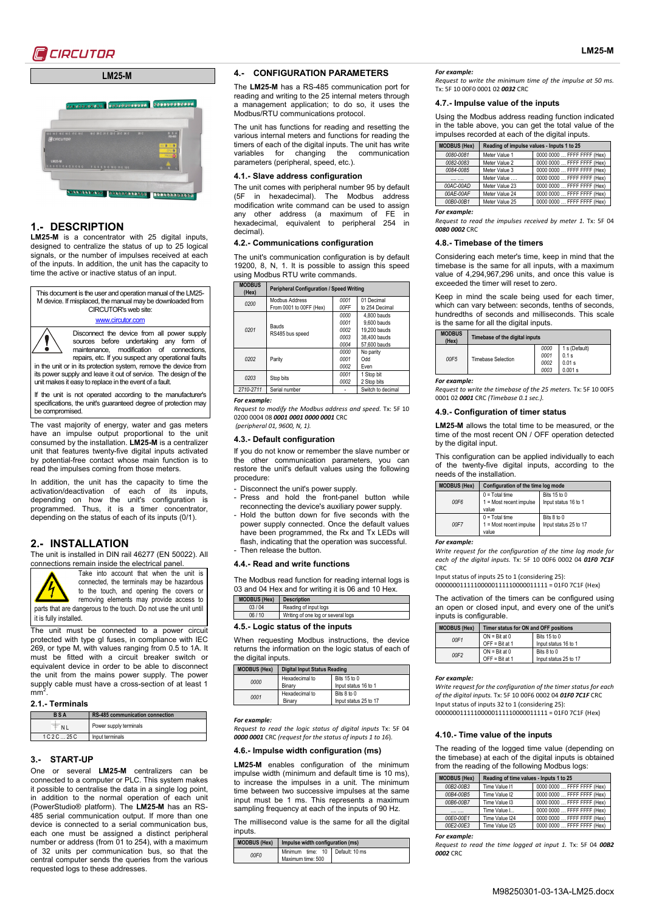# LM25-M

## 1.- DESCRIPTION

**LM25-M** is a concentrator with 25 digital inputs, designed to centralize the status of up to 25 logical signals, or the number of impulses received at each of the inputs. In addition, the unit has the capacity to time the active or inactive status of an input.

This document is the user and operation manual of the LM25-M device. If misplaced, the manual may be downloaded from CIRCUTOR's web site:
www.circutor.com

Disconnect the device from all power supply sources before undertaking any form of maintenance, modification of connections, repairs, etc. If you suspect any operational faults in the unit or in its protection system, remove the device from its power supply and leave it out of service. The design of the unit makes it easy to replace in the event of a fault.

If the unit is not operated according to the manufacturer's specifications, the unit's guaranteed degree of protection may be compromised.

The vast majority of energy, water and gas meters have an impulse output proportional to the unit consumed by the installation. **LM25-M** is a centralizer unit that features twenty-five digital inputs activated by potential-free contact whose main function is to read the impulses coming from those meters.

In addition, the unit has the capacity to time the activation/deactivation of each of its inputs, depending on how the unit's configuration is programmed. Thus, it is a timer concentrator, depending on the status of each of its inputs (0/1).

## 2.- INSTALLATION

The unit is installed in DIN rail 46277 (EN 50022). All connections remain inside the electrical panel.

Take into account that when the unit is connected, the terminals may be hazardous to the touch, and opening the covers or removing elements may provide access to parts that are dangerous to the touch. Do not use the unit until it is fully installed.

The unit must be connected to a power circuit protected with type gl fuses, in compliance with IEC 269, or type M, with values ranging from 0.5 to 1A. It must be fitted with a circuit breaker switch or equivalent device in order to be able to disconnect the unit from the mains power supply. The power supply cable must have a cross-section of at least 1 mm$^2$.

### 2.1.- Terminals

| B S A | RS-485 communication connection |
|---|---|
| N L | Power supply terminals |
| 1 C 2 C … 25 C | Input terminals |

## 3.- START-UP

One or several **LM25-M** centralizers can be connected to a computer or PLC. This system makes it possible to centralise the data in a single log point, in addition to the normal operation of each unit (PowerStudio® platform). The **LM25-M** has an RS-485 serial communication output. If more than one device is connected to a serial communication bus, each one must be assigned a distinct peripheral number or address (from 01 to 254), with a maximum of 32 units per communication bus, so that the central computer sends the queries from the various requested logs to these addresses.

## 4.- CONFIGURATION PARAMETERS

The **LM25-M** has a RS-485 communication port for reading and writing to the 25 internal meters through a management application; to do so, it uses the Modbus/RTU communications protocol.

The unit has functions for reading and resetting the various internal meters and functions for reading the timers of each of the digital inputs. The unit has write variables for changing the communication parameters (peripheral, speed, etc.).

### 4.1.- Slave address configuration

The unit comes with peripheral number 95 by default (5F in hexadecimal). The Modbus address modification write command can be used to assign any other address (a maximum of FE in hexadecimal, equivalent to peripheral 254 in decimal).

### 4.2.- Communications configuration

The unit's communication configuration is by default 19200, 8, N, 1. It is possible to assign this speed using Modbus RTU write commands.

| MODBUS (Hex) | Peripheral Configuration / Speed Writing | | |
|---|---|---|---|
| 0200 | Modbus Address From 0001 to 00FF (Hex) | 0001 00FF | 01 Decimal to 254 Decimal |
| 0201 | Bauds RS485 bus speed | 0000 0001 0002 0003 0004 | 4,800 bauds 9,600 bauds 19,200 bauds 38,400 bauds 57,600 bauds |
| 0202 | Parity | 0000 0001 0002 | No parity Odd Even |
| 0203 | Stop bits | 0001 0002 | 1 Stop bit 2 Stop bits |
| 2710-2711 | Serial number | - | Switch to decimal |

***For example:***
*Request to modify the Modbus address and speed.* Tx: 5F 10 0200 0004 08 ***0001 0001 0000 0001*** CRC
*(peripheral 01, 9600, N, 1).*

### 4.3.- Default configuration

If you do not know or remember the slave number or the other communication parameters, you can restore the unit's default values using the following procedure:

- Disconnect the unit's power supply.
- Press and hold the front-panel button while reconnecting the device's auxiliary power supply.
- Hold the button down for five seconds with the power supply connected. Once the default values have been programmed, the Rx and Tx LEDs will flash, indicating that the operation was successful.
- Then release the button.

### 4.4.- Read and write functions

The Modbus read function for reading internal logs is 03 and 04 Hex and for writing it is 06 and 10 Hex.

| MODBUS (Hex) | Description |
|---|---|
| 03 / 04 | Reading of input logs |
| 06 / 10 | Writing of one log or several logs |

### 4.5.- Logic status of the inputs

When requesting Modbus instructions, the device returns the information on the logic status of each of the digital inputs.

| MODBUS (Hex) | Digital Input Status Reading | |
|---|---|---|
| 0000 | Hexadecimal to Binary | Bits 15 to 0 Input status 16 to 1 |
| 0001 | Hexadecimal to Binary | Bits 8 to 0 Input status 25 to 17 |

***For example:***
*Request to read the logic status of digital inputs* Tx: 5F 04 ***0000 0001*** CRC *(request for the status of inputs 1 to 16).*

### 4.6.- Impulse width configuration (ms)

**LM25-M** enables configuration of the minimum impulse width (minimum and default time is 10 ms), to increase the impulses in a unit. The minimum time between two successive impulses at the same input must be 1 ms. This represents a maximum sampling frequency at each of the inputs of 90 Hz.

The millisecond value is the same for all the digital inputs.

| MODBUS (Hex) | Impulse width configuration (ms) | |
|---|---|---|
| 00F0 | Minimum time: 10 Maximum time: 500 | Default: 10 ms |

***For example:***
*Request to write the minimum time of the impulse at 50 ms.* Tx: 5F 10 00F0 0001 02 ***0032*** CRC

### 4.7.- Impulse value of the inputs

Using the Modbus address reading function indicated in the table above, you can get the total value of the impulses recorded at each of the digital inputs.

| MODBUS (Hex) | Reading of impulse values - Inputs 1 to 25 | |
|---|---|---|
| 0080-0081 | Meter Value 1 | 0000 0000 … FFFF FFFF (Hex) |
| 0082-0083 | Meter Value 2 | 0000 0000 … FFFF FFFF (Hex) |
| 0084-0085 | Meter Value 3 | 0000 0000 … FFFF FFFF (Hex) |
| …. …. | Meter Value …. | 0000 0000 … FFFF FFFF (Hex) |
| 00AC-00AD | Meter Value 23 | 0000 0000 … FFFF FFFF (Hex) |
| 00AE-00AF | Meter Value 24 | 0000 0000 … FFFF FFFF (Hex) |
| 00B0-00B1 | Meter Value 25 | 0000 0000 … FFFF FFFF (Hex) |

***For example:***
*Request to read the impulses received by meter 1.* Tx: 5F 04 ***0080 0002*** CRC

### 4.8.- Timebase of the timers

Considering each meter's time, keep in mind that the timebase is the same for all inputs, with a maximum value of 4,294,967,296 units, and once this value is exceeded the timer will reset to zero.

Keep in mind the scale being used for each timer, which can vary between: seconds, tenths of seconds, hundredths of seconds and thousandths of seconds. This scale is the same for all the digital inputs.

| MODBUS (Hex) | Timebase of the digital inputs | | |
|---|---|---|---|
| 00F5 | Timebase Selection | 0000 0001 0002 0003 | 1 s (Default) 0.1 s 0.01 s 0.001 s |

***For example:***
*Request to write the timebase of the 25 meters.* Tx: 5F 10 00F5 0001 02 ***0001*** CRC *(Timebase 0.1 sec.).*

### 4.9.- Configuration of timer status

**LM25-M** allows the total time to be measured, or the time of the most recent ON / OFF operation detected by the digital input.

This configuration can be applied individually to each of the twenty-five digital inputs, according to the needs of the installation.

| MODBUS (Hex) | Configuration of the time log mode | |
|---|---|---|
| 00F6 | 0 = Total time 1 = Most recent impulse value | Bits 15 to 0 Input status 16 to 1 |
| 00F7 | 0 = Total time 1 = Most recent impulse value | Bits 8 to 0 Input status 25 to 17 |

***For example:***
*Write request for the configuration of the time log mode for each of the digital inputs.* Tx: 5F 10 00F6 0002 04 ***01F0 7C1F*** CRC
Input status of inputs 25 to 1 (considering 25):
0000000111110000011111000011111 = 01F0 7C1F (Hex)

The activation of the timers can be configured using an open or closed input, and every one of the unit's inputs is configurable.

| MODBUS (Hex) | Timer status for ON and OFF positions | |
|---|---|---|
| 00F1 | ON = Bit at 0 OFF = Bit at 1 | Bits 15 to 0 Input status 16 to 1 |
| 00F2 | ON = Bit at 0 OFF = Bit at 1 | Bits 8 to 0 Input status 25 to 17 |

***For example:***
*Write request for the configuration of the timer status for each of the digital inputs.* Tx: 5F 10 00F6 0002 04 ***01F0 7C1F*** CRC
Input status of inputs 32 to 1 (considering 25):
00000001111100000111110000011111 = 01F0 7C1F (Hex)

### 4.10.- Time value of the inputs

The reading of the logged time value (depending on the timebase) at each of the digital inputs is obtained from the reading of the following Modbus logs:

| MODBUS (Hex) | Reading of time values - Inputs 1 to 25 | |
|---|---|---|
| 00B2-00B3 | Time Value I1 | 0000 0000 … FFFF FFFF (Hex) |
| 00B4-00B5 | Time Value I2 | 0000 0000 … FFFF FFFF (Hex) |
| 00B6-00B7 | Time Value I3 | 0000 0000 … FFFF FFFF (Hex) |
| …. …. | Time Value I… | 0000 0000 … FFFF FFFF (Hex) |
| 00E0-00E1 | Time Value I24 | 0000 0000 … FFFF FFFF (Hex) |
| 00E2-00E3 | Time Value I25 | 0000 0000 … FFFF FFFF (Hex) |

***For example:***
*Request to read the time logged at input 1.* Tx: 5F 04 ***00B2 0002*** CRC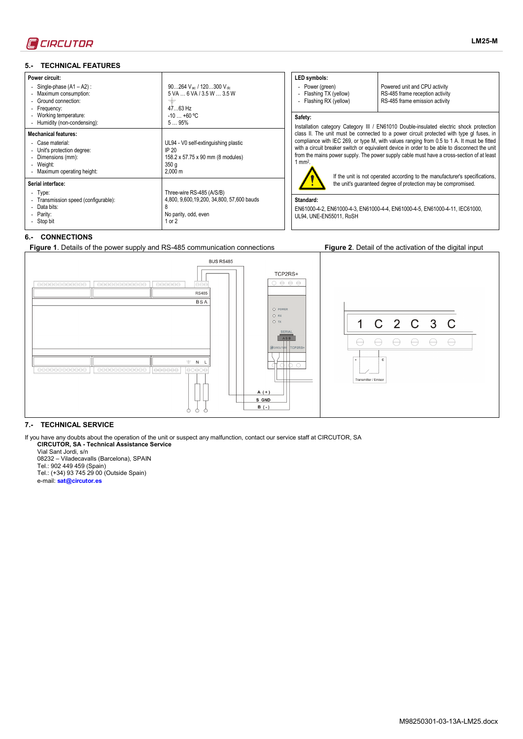## 5.- TECHNICAL FEATURES

| | |
|---|---|
| **Power circuit:** | |
| - Single-phase (A1 – A2) : | 90…264 $V_{ac}$ / 120…300 $V_{dc}$ |
| - Maximum consumption: | 5 VA … 6 VA / 3.5 W … 3.5 W |
| - Ground connection: | ⏚ |
| - Frequency: | 47…63 Hz |
| - Working temperature: | -10 … +60 ºC |
| - Humidity (non-condensing): | 5 … 95% |
| **Mechanical features:** | |
| - Case material: | UL94 - V0 self-extinguishing plastic |
| - Unit's protection degree: | IP 20 |
| - Dimensions (mm): | 158.2 x 57.75 x 90 mm (8 modules) |
| - Weight: | 350 g |
| - Maximum operating height: | 2,000 m |
| **Serial interface:** | |
| - Type: | Three-wire RS-485 (A/S/B) |
| - Transmission speed (configurable): | 4,800, 9,600,19,200, 34,800, 57,600 bauds |
| - Data bits: | 8 |
| - Parity: | No parity, odd, even |
| - Stop bit | 1 or 2 |

| | |
|---|---|
| **LED symbols:** | |
| - Power (green) | Powered unit and CPU activity |
| - Flashing TX (yellow) | RS-485 frame reception activity |
| - Flashing RX (yellow) | RS-485 frame emission activity |

**Safety:**

Installation category Category III / EN61010 Double-insulated electric shock protection class II. The unit must be connected to a power circuit protected with type gl fuses, in compliance with IEC 269, or type M, with values ranging from 0.5 to 1 A. It must be fitted with a circuit breaker switch or equivalent device in order to be able to disconnect the unit from the mains power supply. The power supply cable must have a cross-section of at least 1 mm².

If the unit is not operated according to the manufacturer's specifications, the unit's guaranteed degree of protection may be compromised.

**Standard:**

EN61000-4-2, EN61000-4-3, EN61000-4-4, EN61000-4-5, EN61000-4-11, IEC61000, UL94, UNE-EN55011, RoSH

## 6.- CONNECTIONS

**Figure 1**. Details of the power supply and RS-485 communication connections

BUS RS485

TCP2RS+

RS485

B S A

POWER

RX

TX

SERIAL

A S B

CIRCUTOR TCP2RS+

N L

A (+)

S GND

B (-)

**Figure 2**. Detail of the activation of the digital input

1 C 2 C 3 C

+ C

Transmitter / Emisor

## 7.- TECHNICAL SERVICE

If you have any doubts about the operation of the unit or suspect any malfunction, contact our service staff at CIRCUTOR, SA

**CIRCUTOR, SA - Technical Assistance Service**
Vial Sant Jordi, s/n
08232 – Viladecavalls (Barcelona), SPAIN
Tel.: 902 449 459 (Spain)
Tel.: (+34) 93 745 29 00 (Outside Spain)
e-mail: **sat@circutor.es**